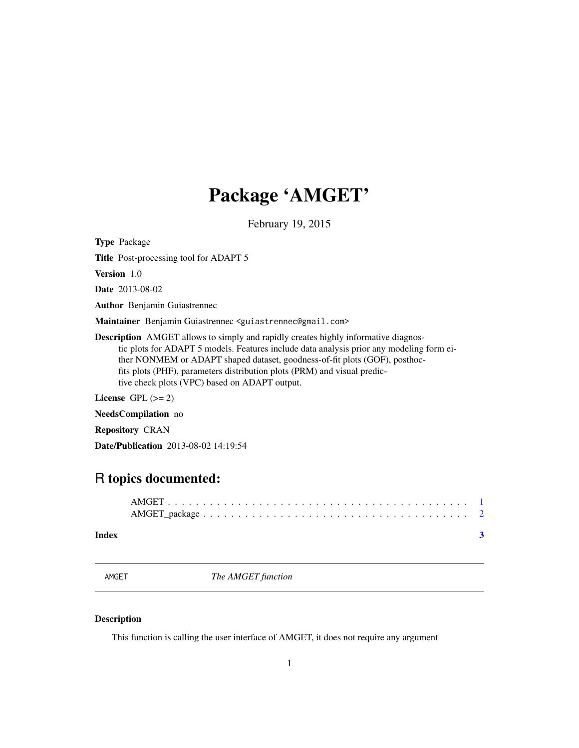# Package 'AMGET'

February 19, 2015

**Type** Package

**Title** Post-processing tool for ADAPT 5

**Version** 1.0

**Date** 2013-08-02

**Author** Benjamin Guiastrennec

**Maintainer** Benjamin Guiastrennec <guiastrennec@gmail.com>

**Description** AMGET allows to simply and rapidly creates highly informative diagnostic plots for ADAPT 5 models. Features include data analysis prior any modeling form either NONMEM or ADAPT shaped dataset, goodness-of-fit plots (GOF), posthoc-fits plots (PHF), parameters distribution plots (PRM) and visual predictive check plots (VPC) based on ADAPT output.

**License** GPL (>= 2)

**NeedsCompilation** no

**Repository** CRAN

**Date/Publication** 2013-08-02 14:19:54

## R topics documented:

AMGET . . . . . . . . . . . . . . . . . . . . . . . . . . . . . . . . . . . . . . . . . . 1
AMGET_package . . . . . . . . . . . . . . . . . . . . . . . . . . . . . . . . . . . . . 2

**Index** 3

---

AMGET *The AMGET function*

---

### Description

This function is calling the user interface of AMGET, it does not require any argument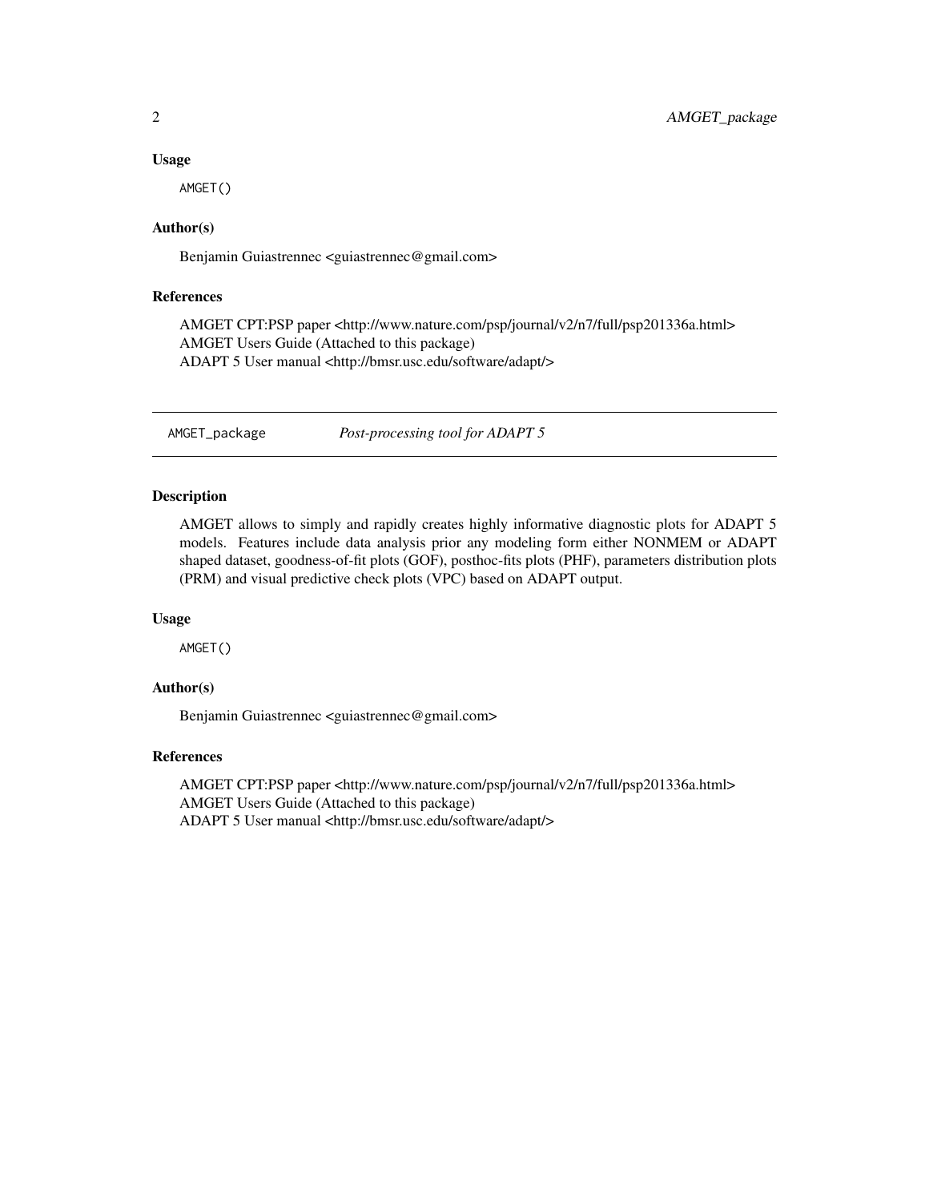### Usage

```
AMGET()
```

### Author(s)

Benjamin Guiastrennec <guiastrennec@gmail.com>

### References

AMGET CPT:PSP paper <http://www.nature.com/psp/journal/v2/n7/full/psp201336a.html>
AMGET Users Guide (Attached to this package)
ADAPT 5 User manual <http://bmsr.usc.edu/software/adapt/>

---

## AMGET_package — *Post-processing tool for ADAPT 5*

---

### Description

AMGET allows to simply and rapidly creates highly informative diagnostic plots for ADAPT 5 models. Features include data analysis prior any modeling form either NONMEM or ADAPT shaped dataset, goodness-of-fit plots (GOF), posthoc-fits plots (PHF), parameters distribution plots (PRM) and visual predictive check plots (VPC) based on ADAPT output.

### Usage

```
AMGET()
```

### Author(s)

Benjamin Guiastrennec <guiastrennec@gmail.com>

### References

AMGET CPT:PSP paper <http://www.nature.com/psp/journal/v2/n7/full/psp201336a.html>
AMGET Users Guide (Attached to this package)
ADAPT 5 User manual <http://bmsr.usc.edu/software/adapt/>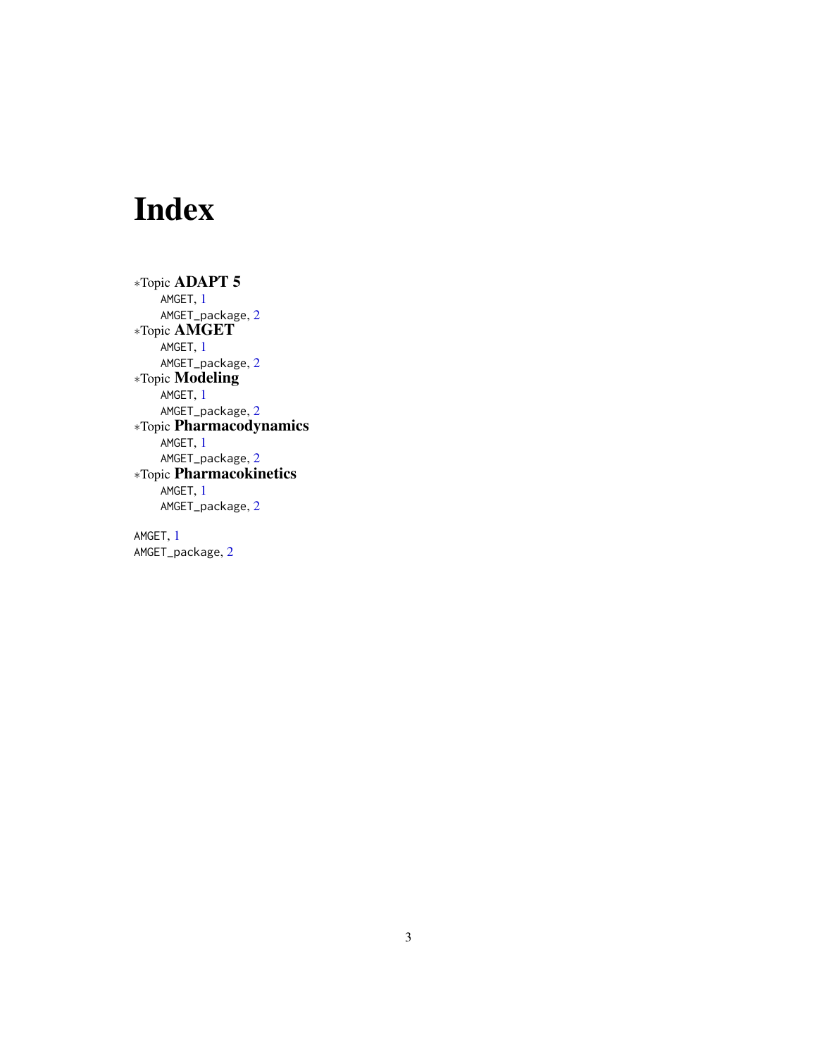# Index

∗Topic **ADAPT 5**
  AMGET, 1
  AMGET_package, 2
∗Topic **AMGET**
  AMGET, 1
  AMGET_package, 2
∗Topic **Modeling**
  AMGET, 1
  AMGET_package, 2
∗Topic **Pharmacodynamics**
  AMGET, 1
  AMGET_package, 2
∗Topic **Pharmacokinetics**
  AMGET, 1
  AMGET_package, 2

AMGET, 1
AMGET_package, 2